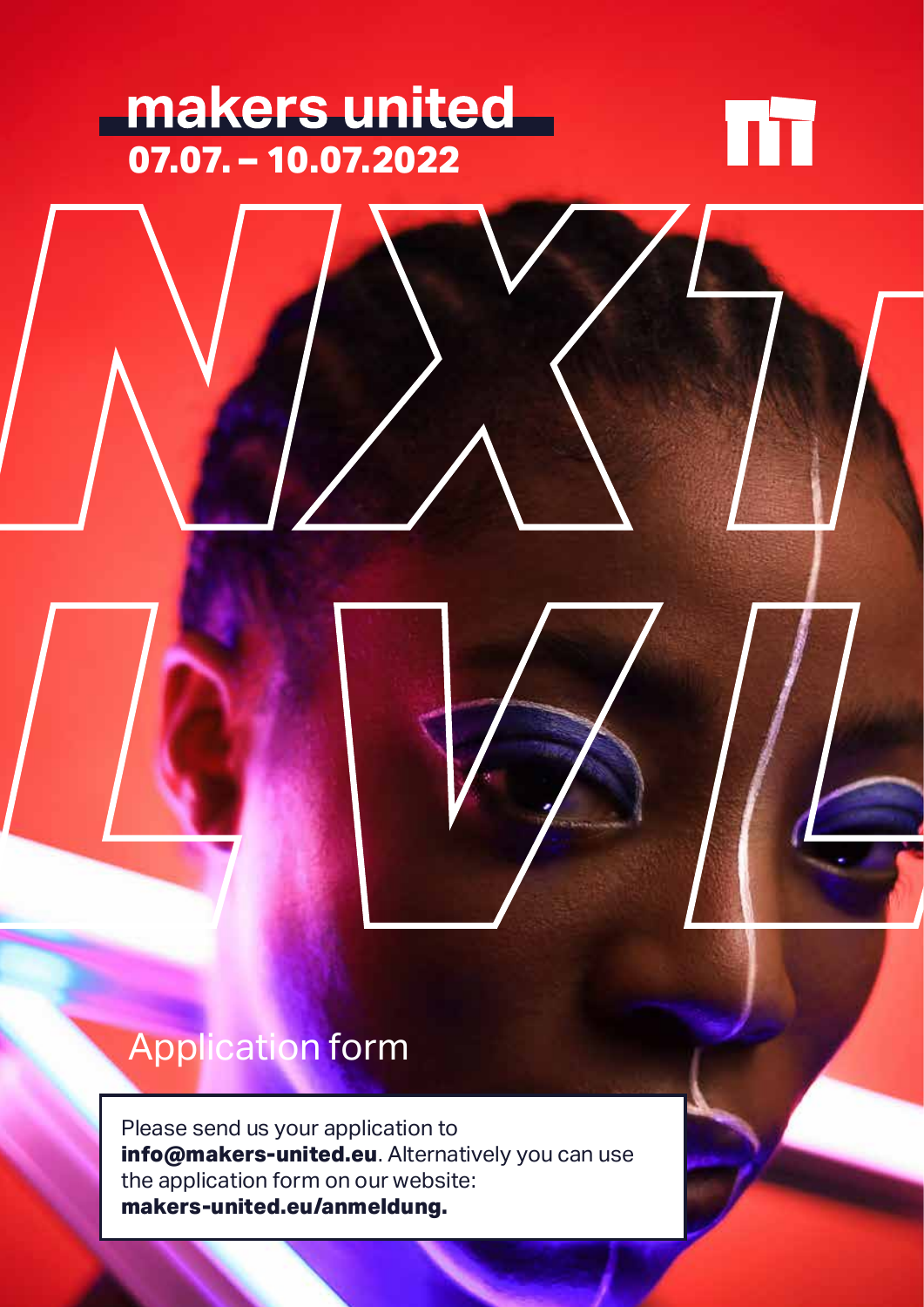# makers united

**07.07. – 10.07.2022**

NXT LVL

## Application form

Please send us your application to **info@makers-united.eu**. Alternatively you can use the application form on our website: **makers-united.eu/anmeldung.**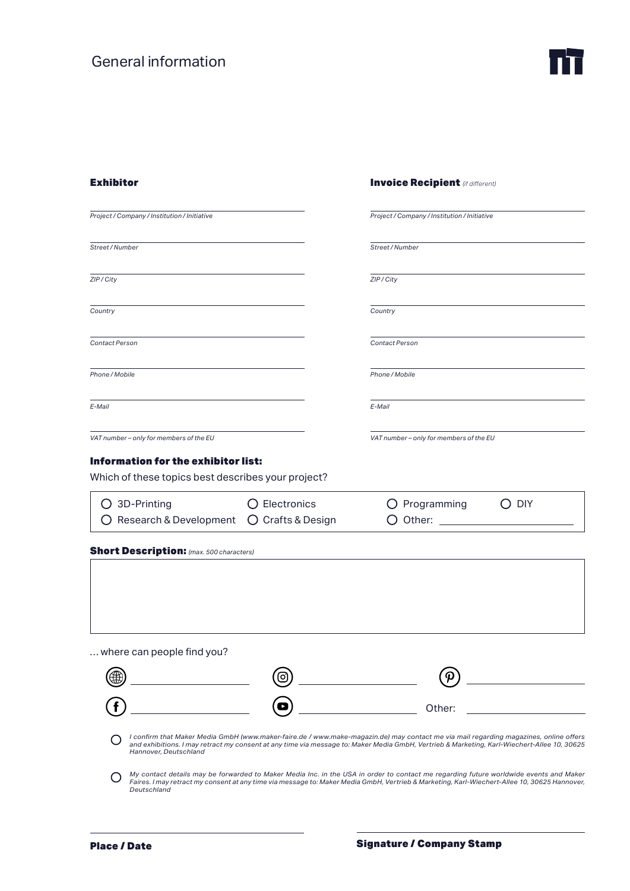# General information

**Exhibitor**

_Project / Company / Institution / Initiative_

_Street / Number_

_ZIP / City_

_Country_

_Contact Person_

_Phone / Mobile_

_E-Mail_

_VAT number – only for members of the EU_

**Invoice Recipient** _(if different)_

_Project / Company / Institution / Initiative_

_Street / Number_

_ZIP / City_

_Country_

_Contact Person_

_Phone / Mobile_

_E-Mail_

_VAT number – only for members of the EU_

**Information for the exhibitor list:**

Which of these topics best describes your project?

- ○ 3D-Printing
- ○ Electronics
- ○ Programming
- ○ DIY
- ○ Research & Development
- ○ Crafts & Design
- ○ Other: ____________________

**Short Description:** _(max. 500 characters)_

… where can people find you?

Other:

○ _I confirm that Maker Media GmbH (www.maker-faire.de / www.make-magazin.de) may contact me via mail regarding magazines, online offers and exhibitions. I may retract my consent at any time via message to: Maker Media GmbH, Vertrieb & Marketing, Karl-Wiechert-Allee 10, 30625 Hannover, Deutschland_

○ _My contact details may be forwarded to Maker Media Inc. in the USA in order to contact me regarding future worldwide events and Maker Faires. I may retract my consent at any time via message to: Maker Media GmbH, Vertrieb & Marketing, Karl-Wiechert-Allee 10, 30625 Hannover, Deutschland_

**Place / Date**

**Signature / Company Stamp**